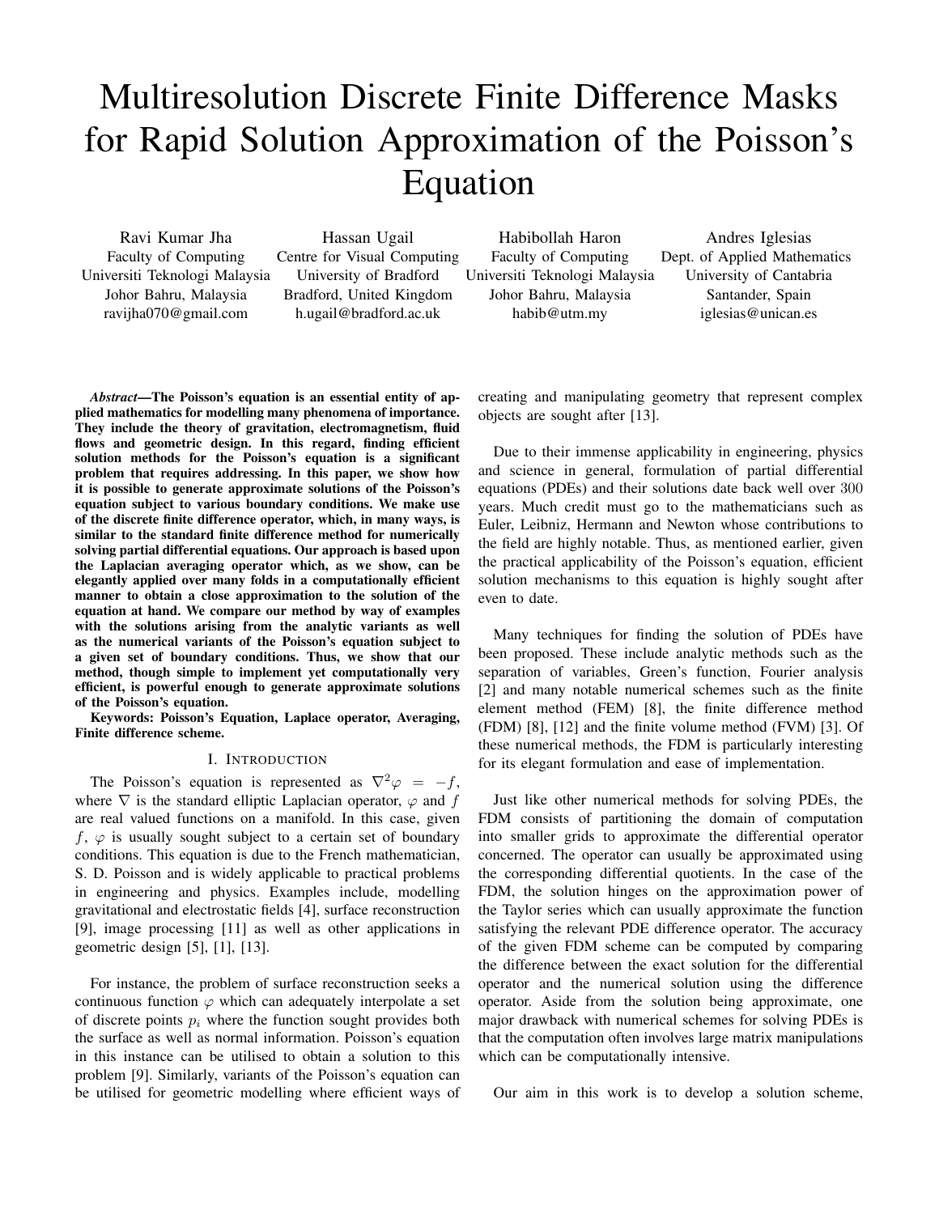# Multiresolution Discrete Finite Difference Masks for Rapid Solution Approximation of the Poisson's Equation

Ravi Kumar Jha
Faculty of Computing
Universiti Teknologi Malaysia
Johor Bahru, Malaysia
ravijha070@gmail.com

Hassan Ugail
Centre for Visual Computing
University of Bradford
Bradford, United Kingdom
h.ugail@bradford.ac.uk

Habibollah Haron
Faculty of Computing
Universiti Teknologi Malaysia
Johor Bahru, Malaysia
habib@utm.my

Andres Iglesias
Dept. of Applied Mathematics
University of Cantabria
Santander, Spain
iglesias@unican.es

***Abstract*—The Poisson's equation is an essential entity of applied mathematics for modelling many phenomena of importance. They include the theory of gravitation, electromagnetism, fluid flows and geometric design. In this regard, finding efficient solution methods for the Poisson's equation is a significant problem that requires addressing. In this paper, we show how it is possible to generate approximate solutions of the Poisson's equation subject to various boundary conditions. We make use of the discrete finite difference operator, which, in many ways, is similar to the standard finite difference method for numerically solving partial differential equations. Our approach is based upon the Laplacian averaging operator which, as we show, can be elegantly applied over many folds in a computationally efficient manner to obtain a close approximation to the solution of the equation at hand. We compare our method by way of examples with the solutions arising from the analytic variants as well as the numerical variants of the Poisson's equation subject to a given set of boundary conditions. Thus, we show that our method, though simple to implement yet computationally very efficient, is powerful enough to generate approximate solutions of the Poisson's equation.**

**Keywords: Poisson's Equation, Laplace operator, Averaging, Finite difference scheme.**

## I. Introduction

The Poisson's equation is represented as $\nabla^2\varphi = -f$, where $\nabla$ is the standard elliptic Laplacian operator, $\varphi$ and $f$ are real valued functions on a manifold. In this case, given $f$, $\varphi$ is usually sought subject to a certain set of boundary conditions. This equation is due to the French mathematician, S. D. Poisson and is widely applicable to practical problems in engineering and physics. Examples include, modelling gravitational and electrostatic fields [4], surface reconstruction [9], image processing [11] as well as other applications in geometric design [5], [1], [13].

For instance, the problem of surface reconstruction seeks a continuous function $\varphi$ which can adequately interpolate a set of discrete points $p_i$ where the function sought provides both the surface as well as normal information. Poisson's equation in this instance can be utilised to obtain a solution to this problem [9]. Similarly, variants of the Poisson's equation can be utilised for geometric modelling where efficient ways of creating and manipulating geometry that represent complex objects are sought after [13].

Due to their immense applicability in engineering, physics and science in general, formulation of partial differential equations (PDEs) and their solutions date back well over 300 years. Much credit must go to the mathematicians such as Euler, Leibniz, Hermann and Newton whose contributions to the field are highly notable. Thus, as mentioned earlier, given the practical applicability of the Poisson's equation, efficient solution mechanisms to this equation is highly sought after even to date.

Many techniques for finding the solution of PDEs have been proposed. These include analytic methods such as the separation of variables, Green's function, Fourier analysis [2] and many notable numerical schemes such as the finite element method (FEM) [8], the finite difference method (FDM) [8], [12] and the finite volume method (FVM) [3]. Of these numerical methods, the FDM is particularly interesting for its elegant formulation and ease of implementation.

Just like other numerical methods for solving PDEs, the FDM consists of partitioning the domain of computation into smaller grids to approximate the differential operator concerned. The operator can usually be approximated using the corresponding differential quotients. In the case of the FDM, the solution hinges on the approximation power of the Taylor series which can usually approximate the function satisfying the relevant PDE difference operator. The accuracy of the given FDM scheme can be computed by comparing the difference between the exact solution for the differential operator and the numerical solution using the difference operator. Aside from the solution being approximate, one major drawback with numerical schemes for solving PDEs is that the computation often involves large matrix manipulations which can be computationally intensive.

Our aim in this work is to develop a solution scheme,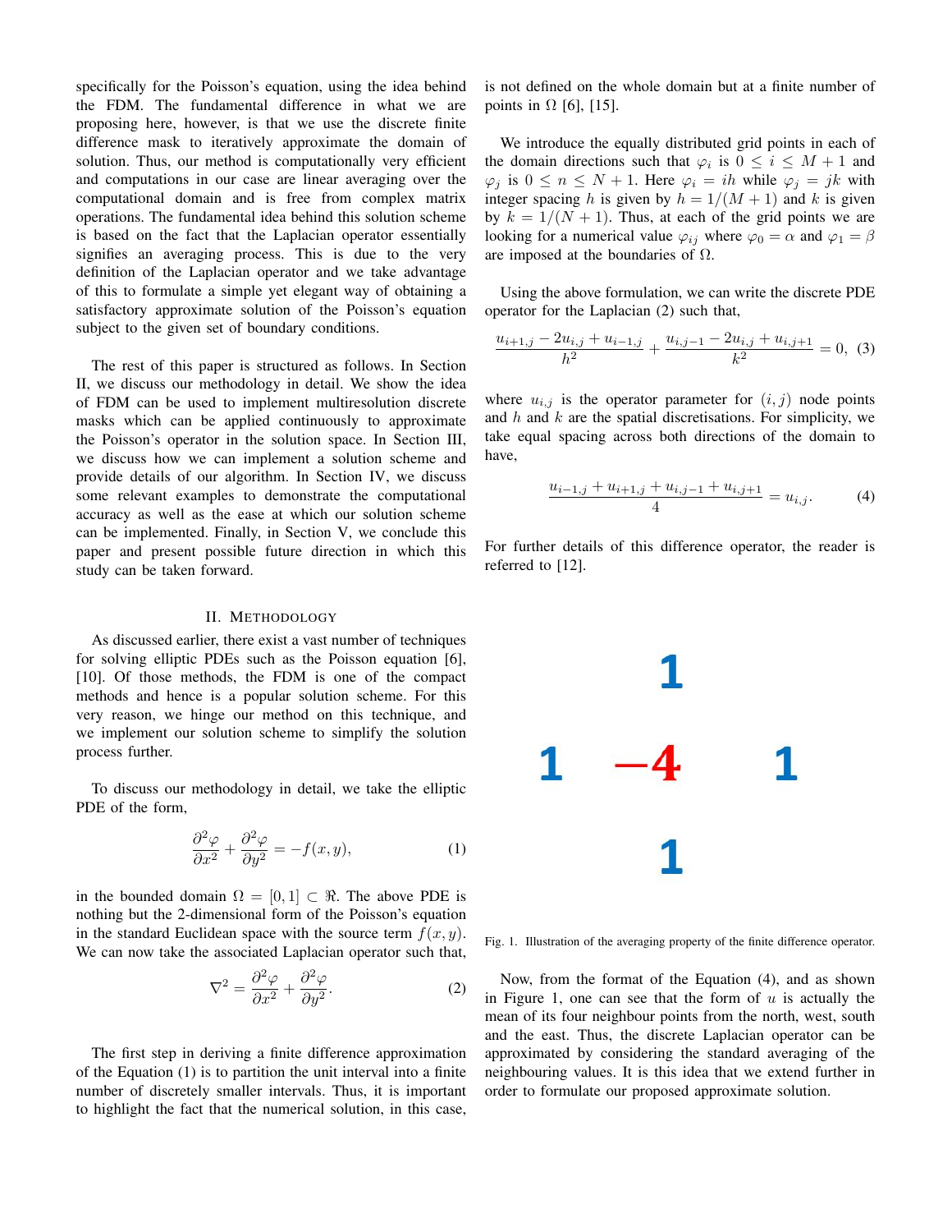specifically for the Poisson's equation, using the idea behind the FDM. The fundamental difference in what we are proposing here, however, is that we use the discrete finite difference mask to iteratively approximate the domain of solution. Thus, our method is computationally very efficient and computations in our case are linear averaging over the computational domain and is free from complex matrix operations. The fundamental idea behind this solution scheme is based on the fact that the Laplacian operator essentially signifies an averaging process. This is due to the very definition of the Laplacian operator and we take advantage of this to formulate a simple yet elegant way of obtaining a satisfactory approximate solution of the Poisson's equation subject to the given set of boundary conditions.

The rest of this paper is structured as follows. In Section II, we discuss our methodology in detail. We show the idea of FDM can be used to implement multiresolution discrete masks which can be applied continuously to approximate the Poisson's operator in the solution space. In Section III, we discuss how we can implement a solution scheme and provide details of our algorithm. In Section IV, we discuss some relevant examples to demonstrate the computational accuracy as well as the ease at which our solution scheme can be implemented. Finally, in Section V, we conclude this paper and present possible future direction in which this study can be taken forward.

## II. Methodology

As discussed earlier, there exist a vast number of techniques for solving elliptic PDEs such as the Poisson equation [6], [10]. Of those methods, the FDM is one of the compact methods and hence is a popular solution scheme. For this very reason, we hinge our method on this technique, and we implement our solution scheme to simplify the solution process further.

To discuss our methodology in detail, we take the elliptic PDE of the form,

$$\frac{\partial^2 \varphi}{\partial x^2} + \frac{\partial^2 \varphi}{\partial y^2} = -f(x, y), \tag{1}$$

in the bounded domain $\Omega = [0, 1] \subset \Re$. The above PDE is nothing but the 2-dimensional form of the Poisson's equation in the standard Euclidean space with the source term $f(x, y)$. We can now take the associated Laplacian operator such that,

$$\nabla^2 = \frac{\partial^2 \varphi}{\partial x^2} + \frac{\partial^2 \varphi}{\partial y^2}. \tag{2}$$

The first step in deriving a finite difference approximation of the Equation (1) is to partition the unit interval into a finite number of discretely smaller intervals. Thus, it is important to highlight the fact that the numerical solution, in this case, is not defined on the whole domain but at a finite number of points in $\Omega$ [6], [15].

We introduce the equally distributed grid points in each of the domain directions such that $\varphi_i$ is $0 \leq i \leq M+1$ and $\varphi_j$ is $0 \leq n \leq N+1$. Here $\varphi_i = ih$ while $\varphi_j = jk$ with integer spacing $h$ is given by $h = 1/(M+1)$ and $k$ is given by $k = 1/(N+1)$. Thus, at each of the grid points we are looking for a numerical value $\varphi_{ij}$ where $\varphi_0 = \alpha$ and $\varphi_1 = \beta$ are imposed at the boundaries of $\Omega$.

Using the above formulation, we can write the discrete PDE operator for the Laplacian (2) such that,

$$\frac{u_{i+1,j} - 2u_{i,j} + u_{i-1,j}}{h^2} + \frac{u_{i,j-1} - 2u_{i,j} + u_{i,j+1}}{k^2} = 0, \tag{3}$$

where $u_{i,j}$ is the operator parameter for $(i, j)$ node points and $h$ and $k$ are the spatial discretisations. For simplicity, we take equal spacing across both directions of the domain to have,

$$\frac{u_{i-1,j} + u_{i+1,j} + u_{i,j-1} + u_{i,j+1}}{4} = u_{i,j}. \tag{4}$$

For further details of this difference operator, the reader is referred to [12].

|   |   |   |
|---|---|---|
|   | 1 |   |
| 1 | −4 | 1 |
|   | 1 |   |

Fig. 1. Illustration of the averaging property of the finite difference operator.

Now, from the format of the Equation (4), and as shown in Figure 1, one can see that the form of $u$ is actually the mean of its four neighbour points from the north, west, south and the east. Thus, the discrete Laplacian operator can be approximated by considering the standard averaging of the neighbouring values. It is this idea that we extend further in order to formulate our proposed approximate solution.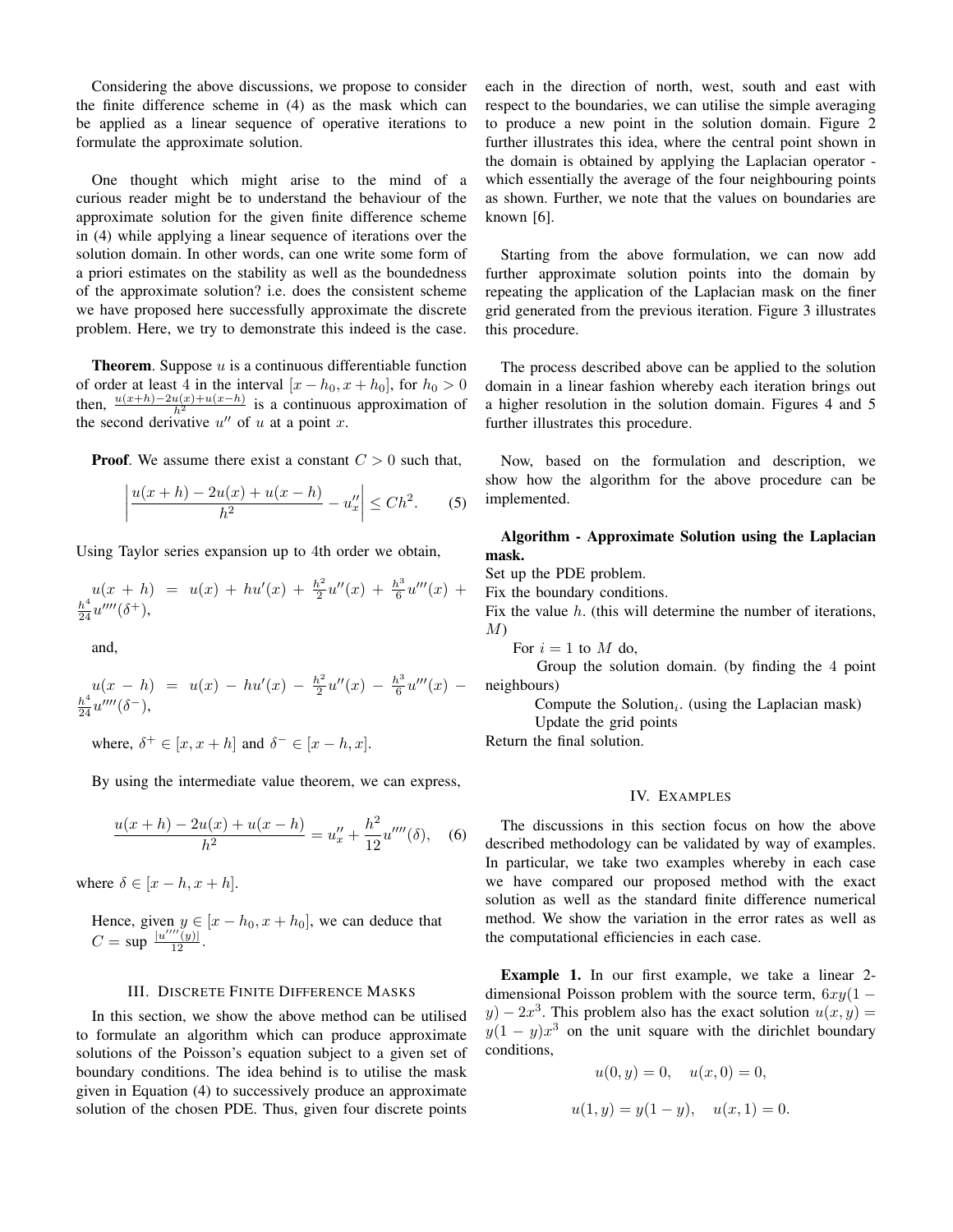Considering the above discussions, we propose to consider the finite difference scheme in (4) as the mask which can be applied as a linear sequence of operative iterations to formulate the approximate solution.

One thought which might arise to the mind of a curious reader might be to understand the behaviour of the approximate solution for the given finite difference scheme in (4) while applying a linear sequence of iterations over the solution domain. In other words, can one write some form of a priori estimates on the stability as well as the boundedness of the approximate solution? i.e. does the consistent scheme we have proposed here successfully approximate the discrete problem. Here, we try to demonstrate this indeed is the case.

**Theorem**. Suppose $u$ is a continuous differentiable function of order at least 4 in the interval $[x-h_0, x+h_0]$, for $h_0 > 0$ then, $\frac{u(x+h)-2u(x)+u(x-h)}{h^2}$ is a continuous approximation of the second derivative $u''$ of $u$ at a point $x$.

**Proof**. We assume there exist a constant $C > 0$ such that,

$$\left| \frac{u(x+h)-2u(x)+u(x-h)}{h^2} - u''_x \right| \leq Ch^2. \qquad (5)$$

Using Taylor series expansion up to 4th order we obtain,

$u(x+h) = u(x) + hu'(x) + \frac{h^2}{2}u''(x) + \frac{h^3}{6}u'''(x) + \frac{h^4}{24}u''''(\delta^+)$,

and,

$u(x-h) = u(x) - hu'(x) - \frac{h^2}{2}u''(x) - \frac{h^3}{6}u'''(x) - \frac{h^4}{24}u''''(\delta^-)$,

where, $\delta^+ \in [x, x+h]$ and $\delta^- \in [x-h, x]$.

By using the intermediate value theorem, we can express,

$$\frac{u(x+h)-2u(x)+u(x-h)}{h^2} = u''_x + \frac{h^2}{12}u''''(\delta), \quad (6)$$

where $\delta \in [x-h, x+h]$.

Hence, given $y \in [x-h_0, x+h_0]$, we can deduce that $C = \sup \frac{|u''''(y)|}{12}$.

## III. Discrete Finite Difference Masks

In this section, we show the above method can be utilised to formulate an algorithm which can produce approximate solutions of the Poisson's equation subject to a given set of boundary conditions. The idea behind is to utilise the mask given in Equation (4) to successively produce an approximate solution of the chosen PDE. Thus, given four discrete points each in the direction of north, west, south and east with respect to the boundaries, we can utilise the simple averaging to produce a new point in the solution domain. Figure 2 further illustrates this idea, where the central point shown in the domain is obtained by applying the Laplacian operator - which essentially the average of the four neighbouring points as shown. Further, we note that the values on boundaries are known [6].

Starting from the above formulation, we can now add further approximate solution points into the domain by repeating the application of the Laplacian mask on the finer grid generated from the previous iteration. Figure 3 illustrates this procedure.

The process described above can be applied to the solution domain in a linear fashion whereby each iteration brings out a higher resolution in the solution domain. Figures 4 and 5 further illustrates this procedure.

Now, based on the formulation and description, we show how the algorithm for the above procedure can be implemented.

**Algorithm - Approximate Solution using the Laplacian mask.**

Set up the PDE problem.
Fix the boundary conditions.
Fix the value $h$. (this will determine the number of iterations, $M$)
    For $i = 1$ to $M$ do,
        Group the solution domain. (by finding the 4 point neighbours)
        Compute the Solution$_i$. (using the Laplacian mask)
        Update the grid points
Return the final solution.

## IV. Examples

The discussions in this section focus on how the above described methodology can be validated by way of examples. In particular, we take two examples whereby in each case we have compared our proposed method with the exact solution as well as the standard finite difference numerical method. We show the variation in the error rates as well as the computational efficiencies in each case.

**Example 1.** In our first example, we take a linear 2-dimensional Poisson problem with the source term, $6xy(1-y) - 2x^3$. This problem also has the exact solution $u(x,y) = y(1-y)x^3$ on the unit square with the dirichlet boundary conditions,

$$u(0,y) = 0, \quad u(x,0) = 0,$$

$$u(1,y) = y(1-y), \quad u(x,1) = 0.$$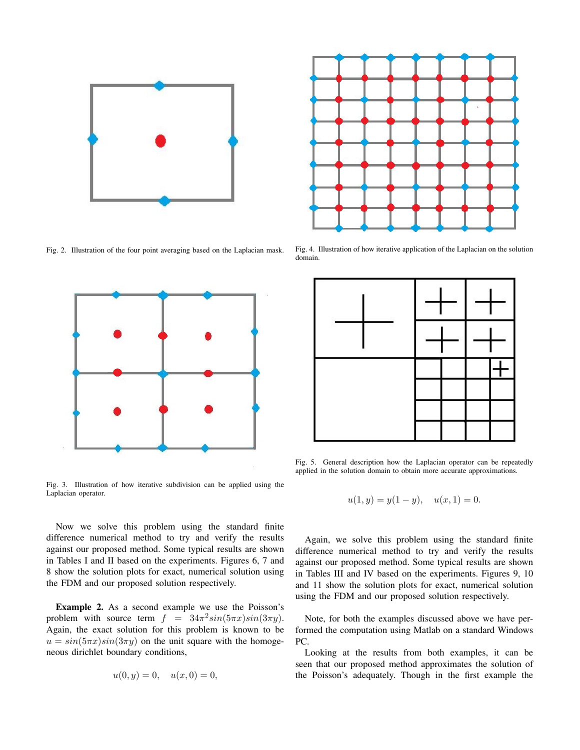Fig. 2. Illustration of the four point averaging based on the Laplacian mask.

Fig. 3. Illustration of how iterative subdivision can be applied using the Laplacian operator.

Now we solve this problem using the standard finite difference numerical method to try and verify the results against our proposed method. Some typical results are shown in Tables I and II based on the experiments. Figures 6, 7 and 8 show the solution plots for exact, numerical solution using the FDM and our proposed solution respectively.

**Example 2.** As a second example we use the Poisson's problem with source term $f = 34\pi^2 sin(5\pi x)sin(3\pi y)$. Again, the exact solution for this problem is known to be $u = sin(5\pi x)sin(3\pi y)$ on the unit square with the homogeneous dirichlet boundary conditions,

$$u(0, y) = 0, \quad u(x, 0) = 0,$$

Fig. 4. Illustration of how iterative application of the Laplacian on the solution domain.

Fig. 5. General description how the Laplacian operator can be repeatedly applied in the solution domain to obtain more accurate approximations.

$$u(1, y) = y(1 - y), \quad u(x, 1) = 0.$$

Again, we solve this problem using the standard finite difference numerical method to try and verify the results against our proposed method. Some typical results are shown in Tables III and IV based on the experiments. Figures 9, 10 and 11 show the solution plots for exact, numerical solution using the FDM and our proposed solution respectively.

Note, for both the examples discussed above we have performed the computation using Matlab on a standard Windows PC.

Looking at the results from both examples, it can be seen that our proposed method approximates the solution of the Poisson's adequately. Though in the first example the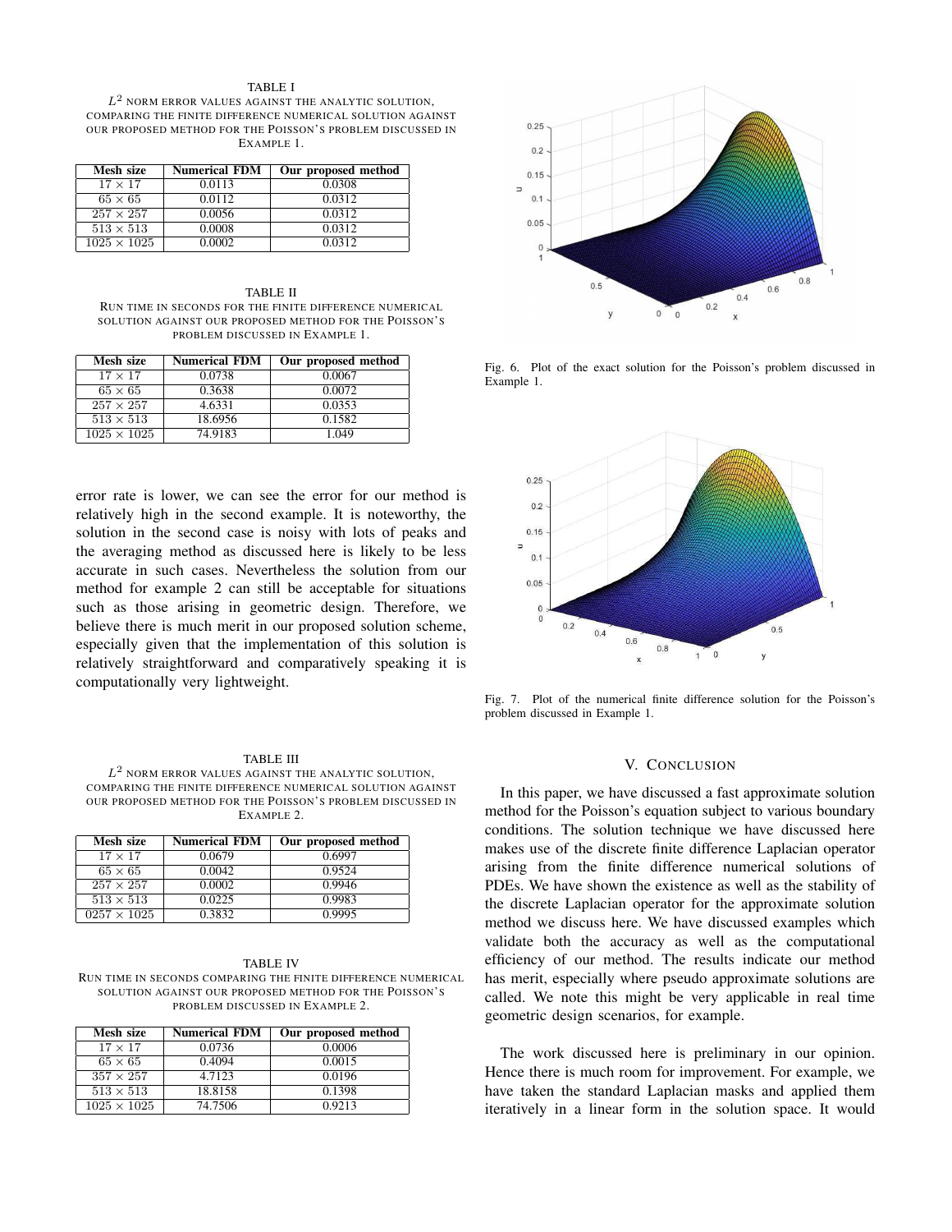TABLE I

$L^2$ NORM ERROR VALUES AGAINST THE ANALYTIC SOLUTION, COMPARING THE FINITE DIFFERENCE NUMERICAL SOLUTION AGAINST OUR PROPOSED METHOD FOR THE POISSON'S PROBLEM DISCUSSED IN EXAMPLE 1.

| Mesh size | Numerical FDM | Our proposed method |
|---|---|---|
| $17 \times 17$ | 0.0113 | 0.0308 |
| $65 \times 65$ | 0.0112 | 0.0312 |
| $257 \times 257$ | 0.0056 | 0.0312 |
| $513 \times 513$ | 0.0008 | 0.0312 |
| $1025 \times 1025$ | 0.0002 | 0.0312 |

TABLE II

RUN TIME IN SECONDS FOR THE FINITE DIFFERENCE NUMERICAL SOLUTION AGAINST OUR PROPOSED METHOD FOR THE POISSON'S PROBLEM DISCUSSED IN EXAMPLE 1.

| Mesh size | Numerical FDM | Our proposed method |
|---|---|---|
| $17 \times 17$ | 0.0738 | 0.0067 |
| $65 \times 65$ | 0.3638 | 0.0072 |
| $257 \times 257$ | 4.6331 | 0.0353 |
| $513 \times 513$ | 18.6956 | 0.1582 |
| $1025 \times 1025$ | 74.9183 | 1.049 |

error rate is lower, we can see the error for our method is relatively high in the second example. It is noteworthy, the solution in the second case is noisy with lots of peaks and the averaging method as discussed here is likely to be less accurate in such cases. Nevertheless the solution from our method for example 2 can still be acceptable for situations such as those arising in geometric design. Therefore, we believe there is much merit in our proposed solution scheme, especially given that the implementation of this solution is relatively straightforward and comparatively speaking it is computationally very lightweight.

TABLE III

$L^2$ NORM ERROR VALUES AGAINST THE ANALYTIC SOLUTION, COMPARING THE FINITE DIFFERENCE NUMERICAL SOLUTION AGAINST OUR PROPOSED METHOD FOR THE POISSON'S PROBLEM DISCUSSED IN EXAMPLE 2.

| Mesh size | Numerical FDM | Our proposed method |
|---|---|---|
| $17 \times 17$ | 0.0679 | 0.6997 |
| $65 \times 65$ | 0.0042 | 0.9524 |
| $257 \times 257$ | 0.0002 | 0.9946 |
| $513 \times 513$ | 0.0225 | 0.9983 |
| $0257 \times 1025$ | 0.3832 | 0.9995 |

TABLE IV

RUN TIME IN SECONDS COMPARING THE FINITE DIFFERENCE NUMERICAL SOLUTION AGAINST OUR PROPOSED METHOD FOR THE POISSON'S PROBLEM DISCUSSED IN EXAMPLE 2.

| Mesh size | Numerical FDM | Our proposed method |
|---|---|---|
| $17 \times 17$ | 0.0736 | 0.0006 |
| $65 \times 65$ | 0.4094 | 0.0015 |
| $357 \times 257$ | 4.7123 | 0.0196 |
| $513 \times 513$ | 18.8158 | 0.1398 |
| $1025 \times 1025$ | 74.7506 | 0.9213 |

Fig. 6. Plot of the exact solution for the Poisson's problem discussed in Example 1.

Fig. 7. Plot of the numerical finite difference solution for the Poisson's problem discussed in Example 1.

## V. CONCLUSION

In this paper, we have discussed a fast approximate solution method for the Poisson's equation subject to various boundary conditions. The solution technique we have discussed here makes use of the discrete finite difference Laplacian operator arising from the finite difference numerical solutions of PDEs. We have shown the existence as well as the stability of the discrete Laplacian operator for the approximate solution method we discuss here. We have discussed examples which validate both the accuracy as well as the computational efficiency of our method. The results indicate our method has merit, especially where pseudo approximate solutions are called. We note this might be very applicable in real time geometric design scenarios, for example.

The work discussed here is preliminary in our opinion. Hence there is much room for improvement. For example, we have taken the standard Laplacian masks and applied them iteratively in a linear form in the solution space. It would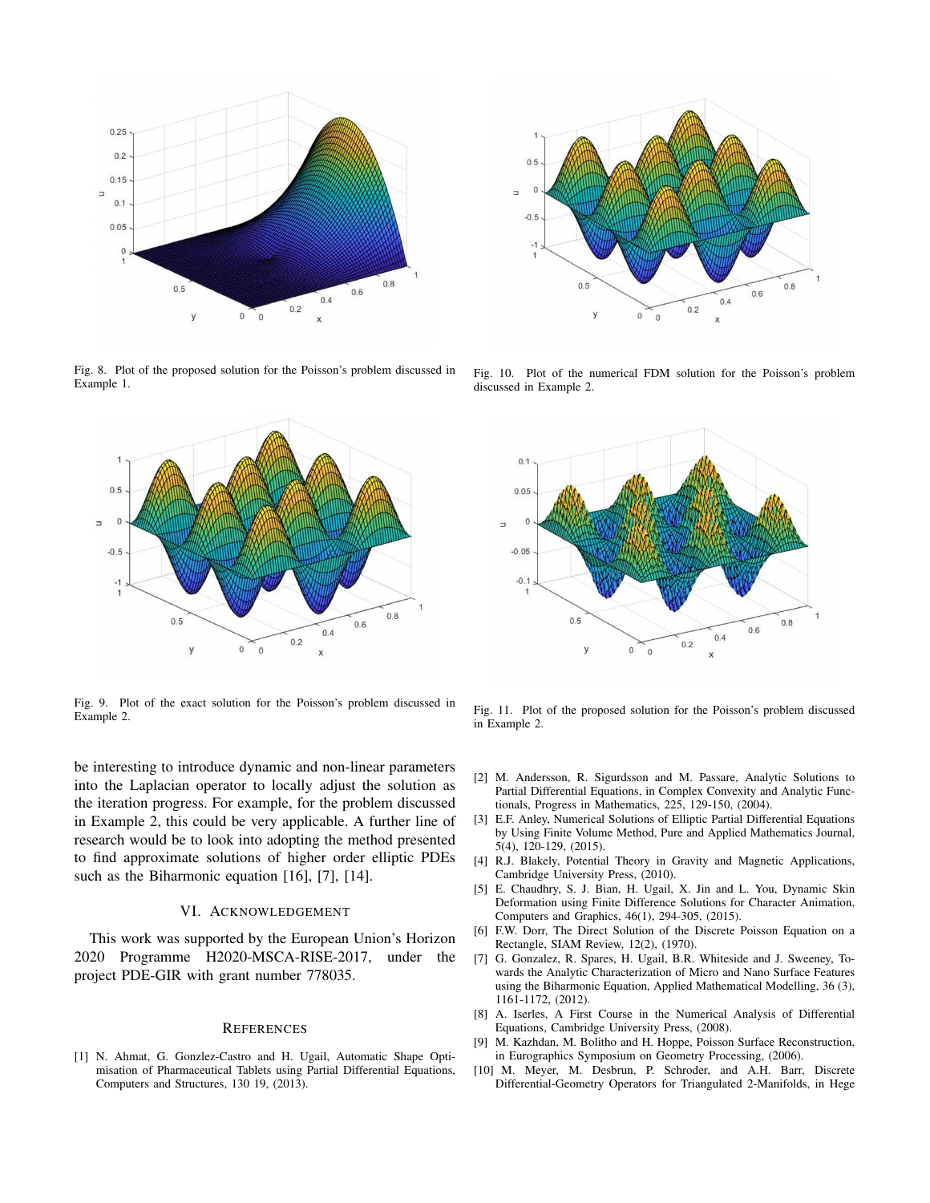Fig. 8. Plot of the proposed solution for the Poisson's problem discussed in Example 1.

Fig. 10. Plot of the numerical FDM solution for the Poisson's problem discussed in Example 2.

Fig. 9. Plot of the exact solution for the Poisson's problem discussed in Example 2.

Fig. 11. Plot of the proposed solution for the Poisson's problem discussed in Example 2.

be interesting to introduce dynamic and non-linear parameters into the Laplacian operator to locally adjust the solution as the iteration progress. For example, for the problem discussed in Example 2, this could be very applicable. A further line of research would be to look into adopting the method presented to find approximate solutions of higher order elliptic PDEs such as the Biharmonic equation [16], [7], [14].

## VI. Acknowledgement

This work was supported by the European Union's Horizon 2020 Programme H2020-MSCA-RISE-2017, under the project PDE-GIR with grant number 778035.

## References

[1] N. Ahmat, G. Gonzlez-Castro and H. Ugail, Automatic Shape Optimisation of Pharmaceutical Tablets using Partial Differential Equations, Computers and Structures, 130 19, (2013).

[2] M. Andersson, R. Sigurdsson and M. Passare, Analytic Solutions to Partial Differential Equations, in Complex Convexity and Analytic Functionals, Progress in Mathematics, 225, 129-150, (2004).

[3] E.F. Anley, Numerical Solutions of Elliptic Partial Differential Equations by Using Finite Volume Method, Pure and Applied Mathematics Journal, 5(4), 120-129, (2015).

[4] R.J. Blakely, Potential Theory in Gravity and Magnetic Applications, Cambridge University Press, (2010).

[5] E. Chaudhry, S. J. Bian, H. Ugail, X. Jin and L. You, Dynamic Skin Deformation using Finite Difference Solutions for Character Animation, Computers and Graphics, 46(1), 294-305, (2015).

[6] F.W. Dorr, The Direct Solution of the Discrete Poisson Equation on a Rectangle, SIAM Review, 12(2), (1970).

[7] G. Gonzalez, R. Spares, H. Ugail, B.R. Whiteside and J. Sweeney, Towards the Analytic Characterization of Micro and Nano Surface Features using the Biharmonic Equation, Applied Mathematical Modelling, 36 (3), 1161-1172, (2012).

[8] A. Iserles, A First Course in the Numerical Analysis of Differential Equations, Cambridge University Press, (2008).

[9] M. Kazhdan, M. Bolitho and H. Hoppe, Poisson Surface Reconstruction, in Eurographics Symposium on Geometry Processing, (2006).

[10] M. Meyer, M. Desbrun, P. Schroder, and A.H. Barr, Discrete Differential-Geometry Operators for Triangulated 2-Manifolds, in Hege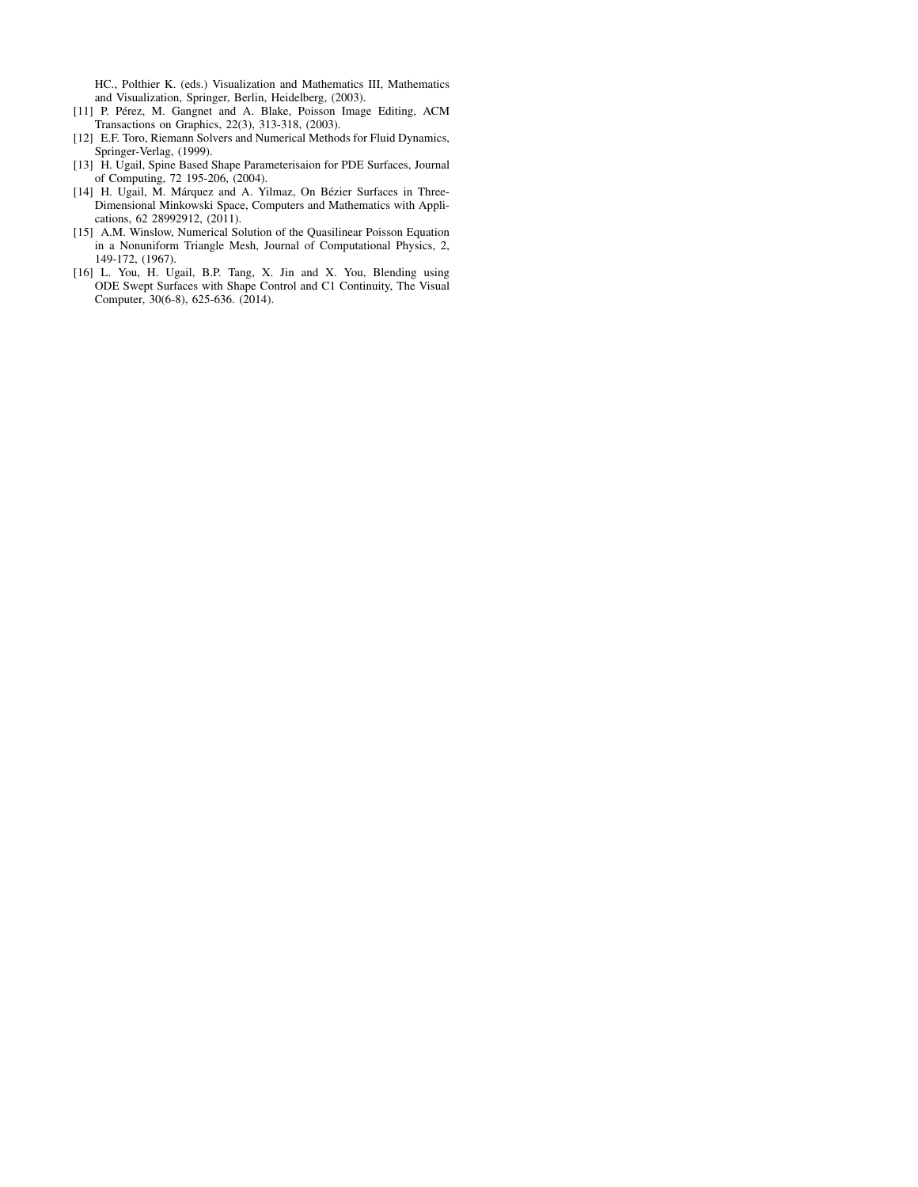HC., Polthier K. (eds.) Visualization and Mathematics III, Mathematics and Visualization, Springer, Berlin, Heidelberg, (2003).

[11] P. Pérez, M. Gangnet and A. Blake, Poisson Image Editing, ACM Transactions on Graphics, 22(3), 313-318, (2003).

[12] E.F. Toro, Riemann Solvers and Numerical Methods for Fluid Dynamics, Springer-Verlag, (1999).

[13] H. Ugail, Spine Based Shape Parameterisaion for PDE Surfaces, Journal of Computing, 72 195-206, (2004).

[14] H. Ugail, M. Márquez and A. Yilmaz, On Bézier Surfaces in Three-Dimensional Minkowski Space, Computers and Mathematics with Applications, 62 28992912, (2011).

[15] A.M. Winslow, Numerical Solution of the Quasilinear Poisson Equation in a Nonuniform Triangle Mesh, Journal of Computational Physics, 2, 149-172, (1967).

[16] L. You, H. Ugail, B.P. Tang, X. Jin and X. You, Blending using ODE Swept Surfaces with Shape Control and C1 Continuity, The Visual Computer, 30(6-8), 625-636. (2014).